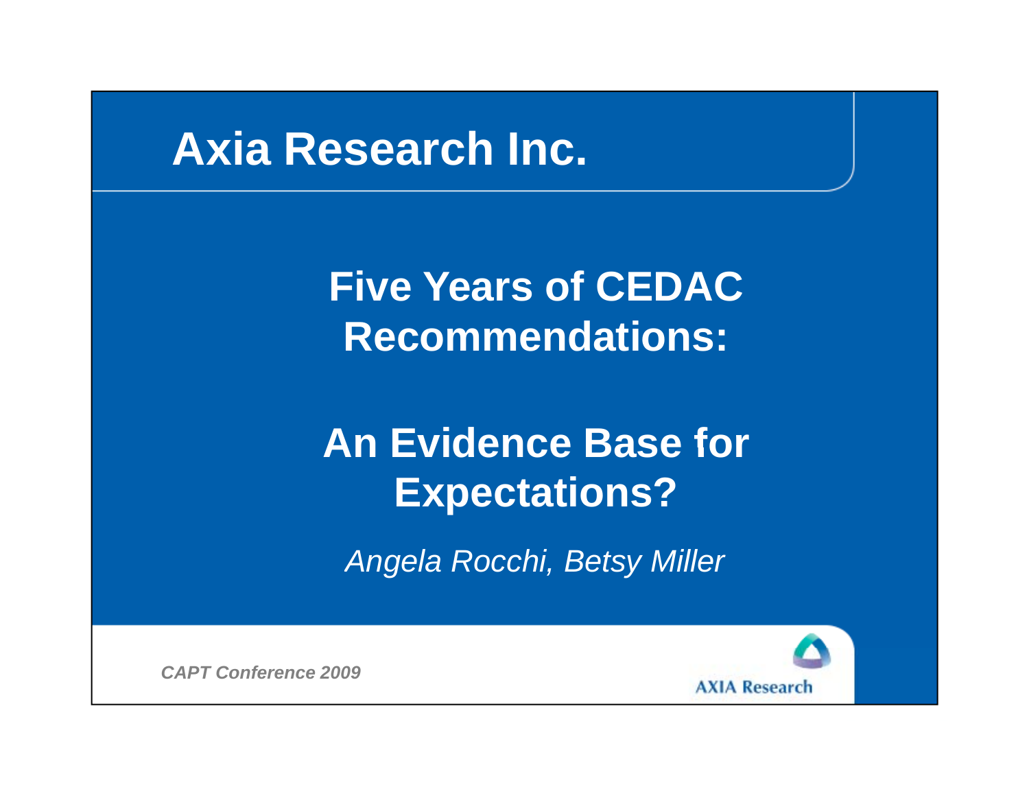# Axia Research Inc.

## Five Years of CEDAC Recommendations:

## An Evidence Base for Expectations?

*Angela Rocchi, Betsy Miller*

***CAPT Conference 2009***

AXIA Research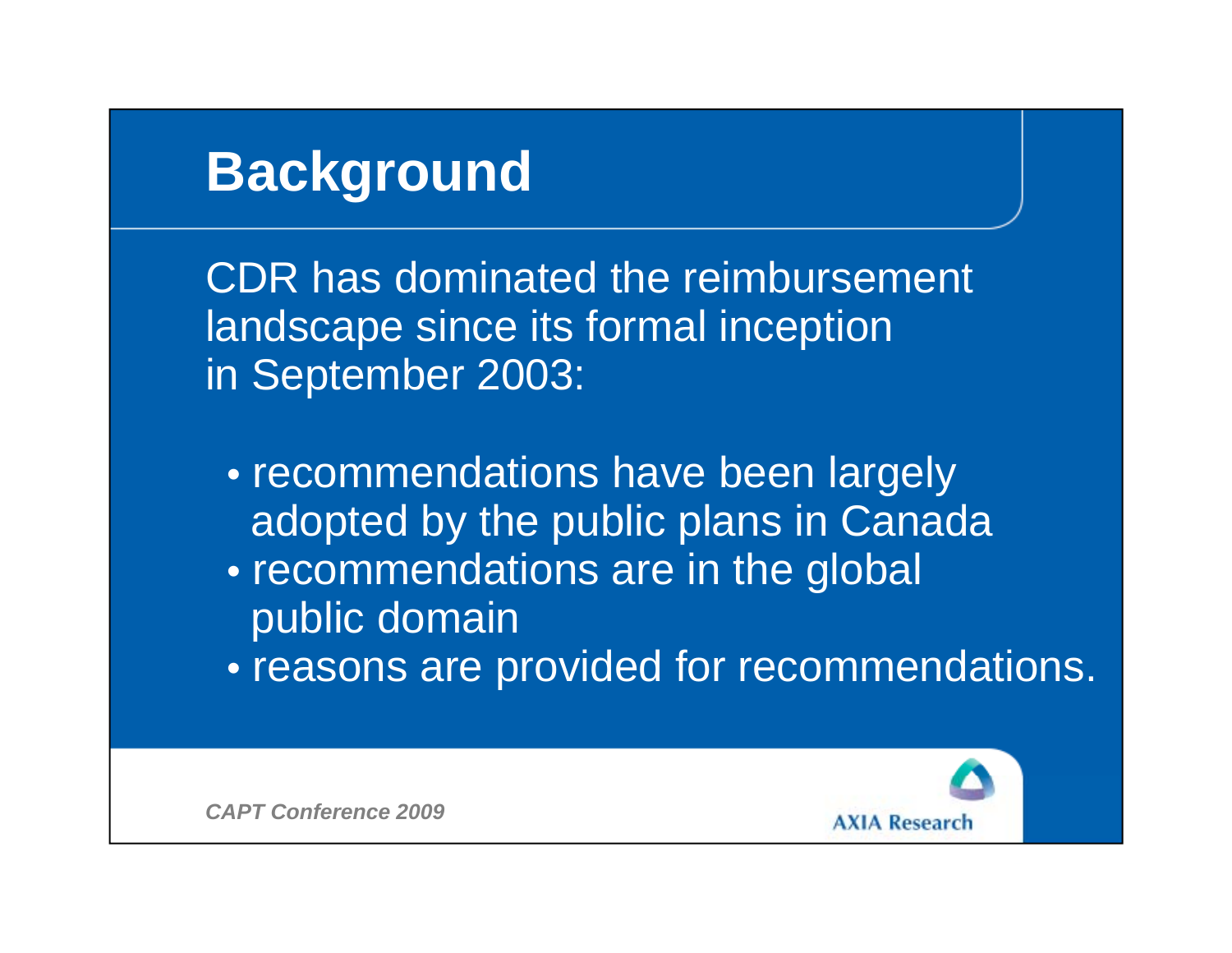# Background

CDR has dominated the reimbursement landscape since its formal inception in September 2003:

- recommendations have been largely adopted by the public plans in Canada
- recommendations are in the global public domain
- reasons are provided for recommendations.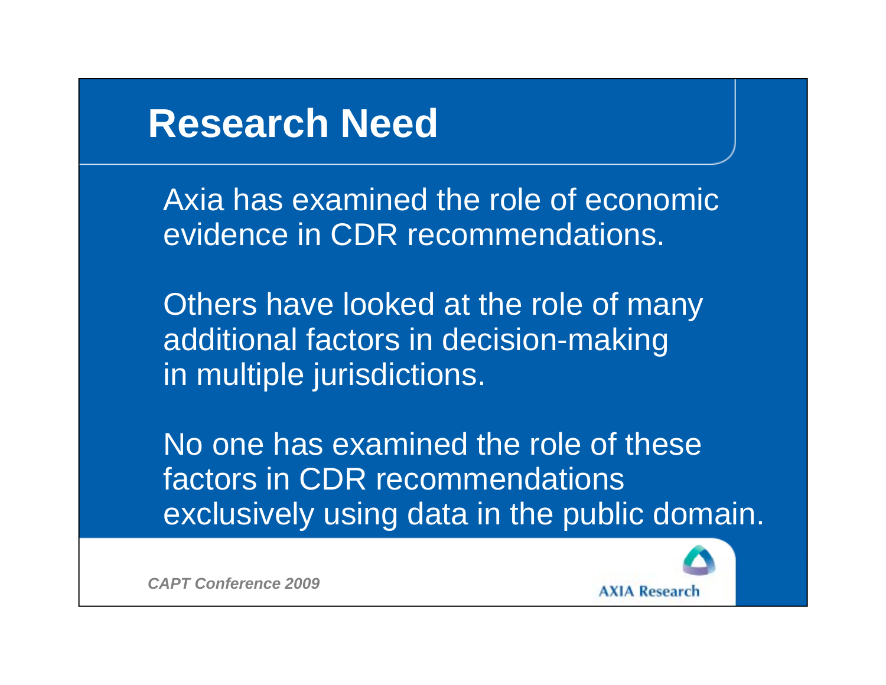# Research Need

Axia has examined the role of economic evidence in CDR recommendations.

Others have looked at the role of many additional factors in decision-making in multiple jurisdictions.

No one has examined the role of these factors in CDR recommendations exclusively using data in the public domain.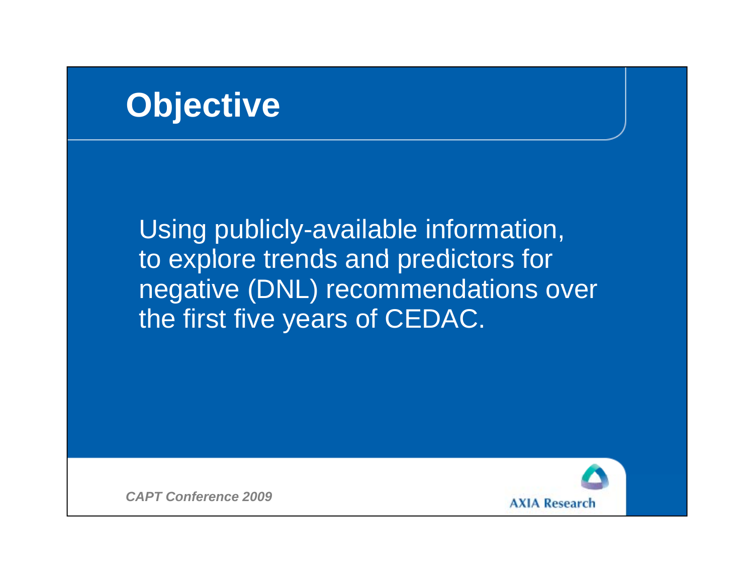# Objective

Using publicly-available information, to explore trends and predictors for negative (DNL) recommendations over the first five years of CEDAC.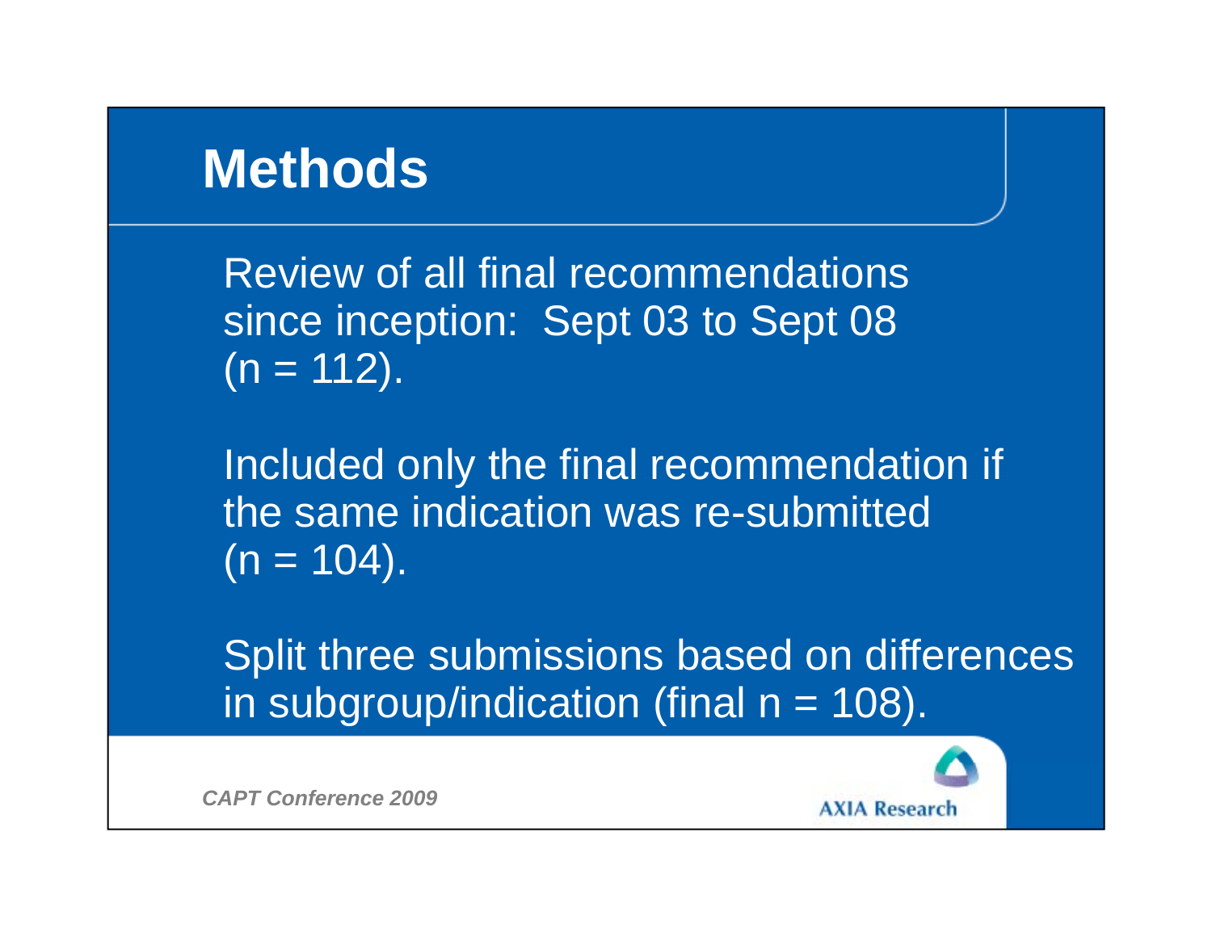# Methods

Review of all final recommendations since inception: Sept 03 to Sept 08 (n = 112).

Included only the final recommendation if the same indication was re-submitted (n = 104).

Split three submissions based on differences in subgroup/indication (final n = 108).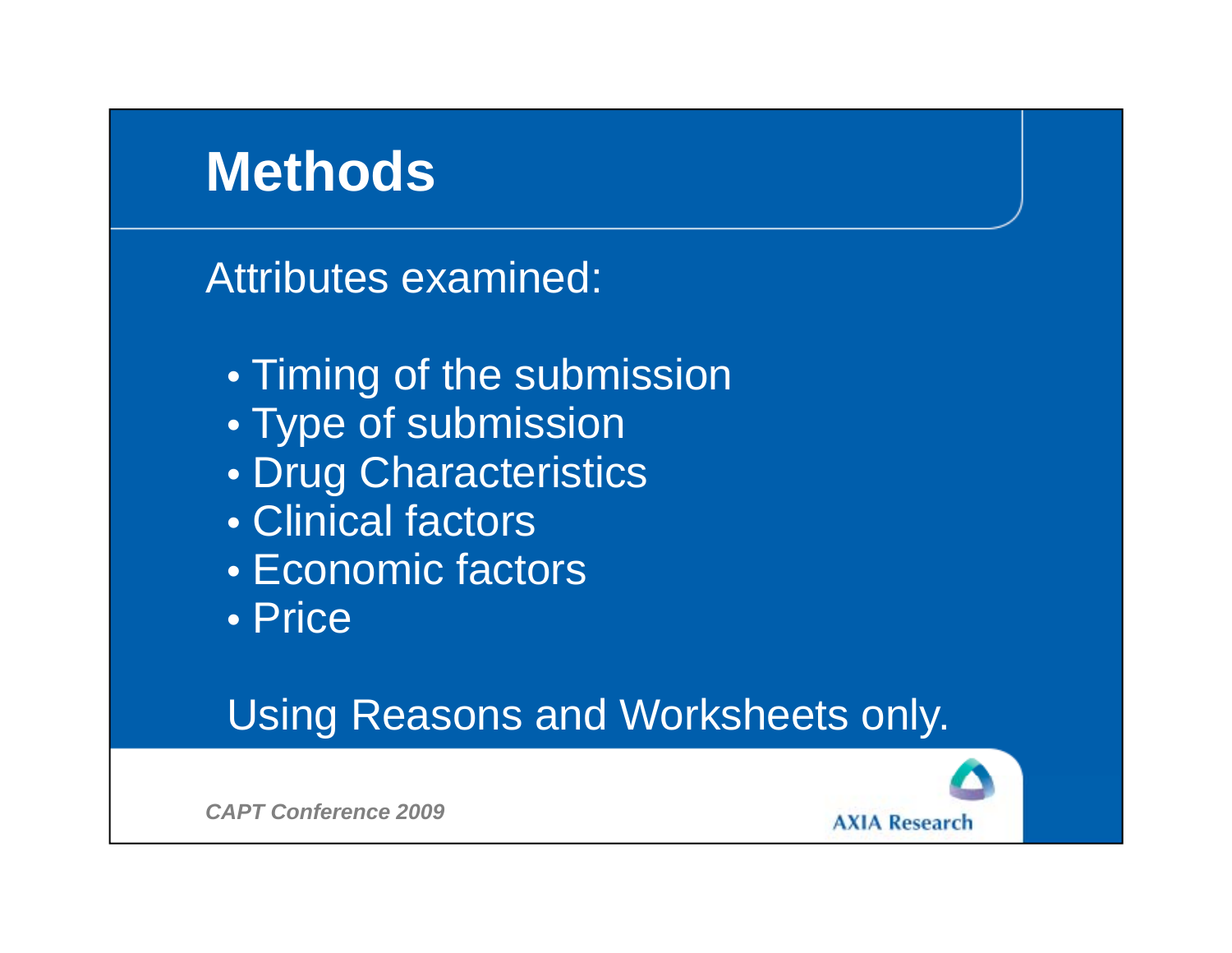# Methods

Attributes examined:

- Timing of the submission
- Type of submission
- Drug Characteristics
- Clinical factors
- Economic factors
- Price

Using Reasons and Worksheets only.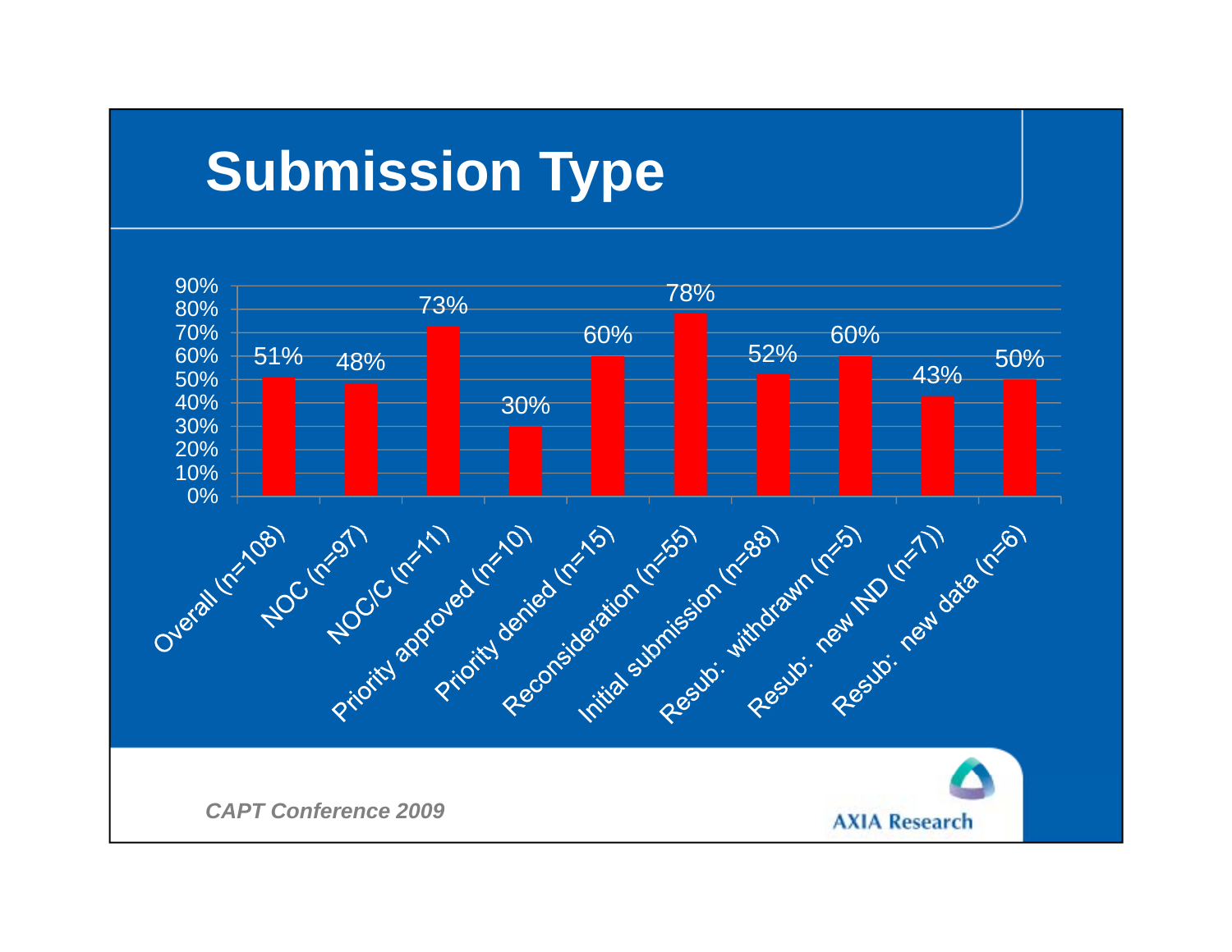# Submission Type

| Submission Type | Percentage |
|---|---|
| Overall (n=108) | 51% |
| NOC (n=97) | 48% |
| NOC/C (n=11) | 73% |
| Priority approved (n=10) | 30% |
| Priority denied (n=15) | 60% |
| Reconsideration (n=55) | 78% |
| Initial submission (n=88) | 52% |
| Resub: withdrawn (n=5) | 60% |
| Resub: new IND (n=7)) | 43% |
| Resub: new data (n=6) | 50% |

*CAPT Conference 2009*

AXIA Research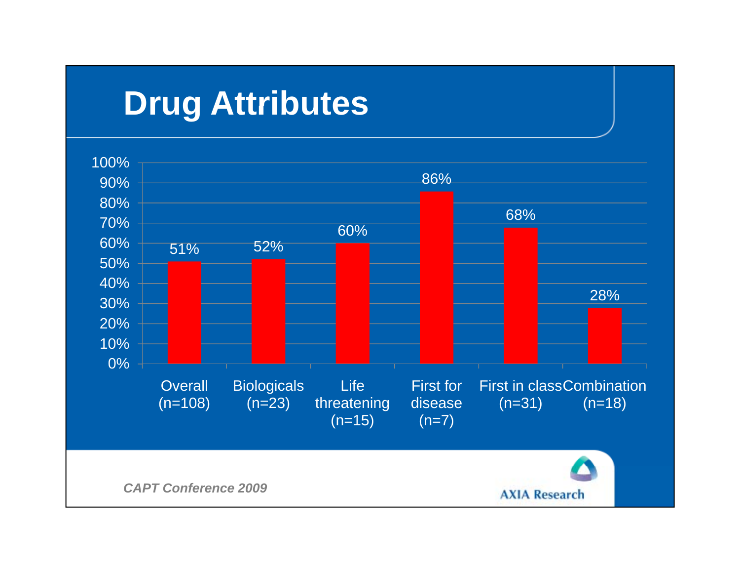# Drug Attributes

| Category | Percentage |
| --- | --- |
| Overall (n=108) | 51% |
| Biologicals (n=23) | 52% |
| Life threatening (n=15) | 60% |
| First for disease (n=7) | 86% |
| First in class (n=31) | 68% |
| Combination (n=18) | 28% |

*CAPT Conference 2009*

AXIA Research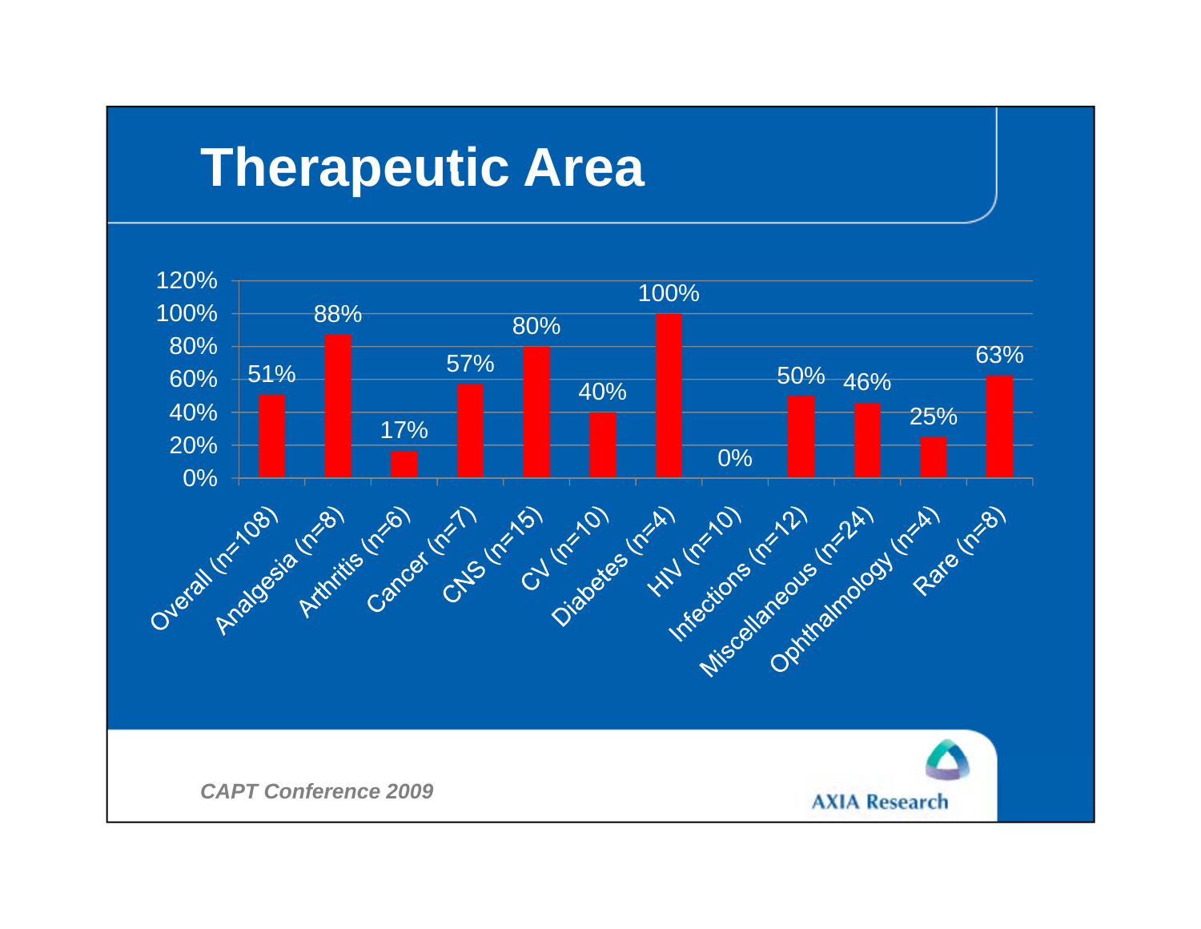# Therapeutic Area

| Therapeutic Area | Percentage |
| --- | --- |
| Overall (n=108) | 51% |
| Analgesia (n=8) | 88% |
| Arthritis (n=6) | 17% |
| Cancer (n=7) | 57% |
| CNS (n=15) | 80% |
| CV (n=10) | 40% |
| Diabetes (n=4) | 100% |
| HIV (n=10) | 0% |
| Infections (n=12) | 50% |
| Miscellaneous (n=24) | 46% |
| Ophthalmology (n=4) | 25% |
| Rare (n=8) | 63% |

*CAPT Conference 2009*

AXIA Research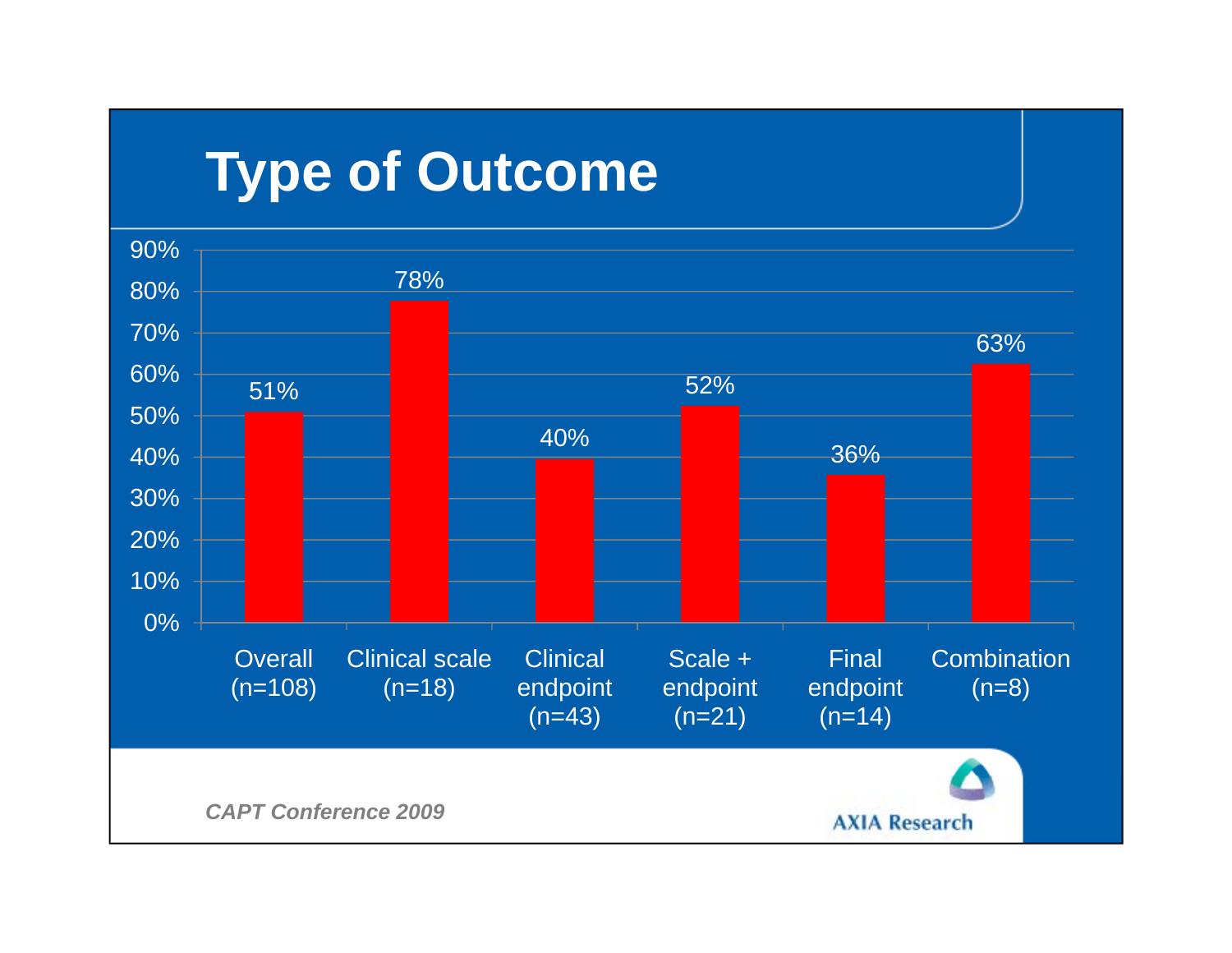# Type of Outcome

| Category | Percentage |
|---|---|
| Overall (n=108) | 51% |
| Clinical scale (n=18) | 78% |
| Clinical endpoint (n=43) | 40% |
| Scale + endpoint (n=21) | 52% |
| Final endpoint (n=14) | 36% |
| Combination (n=8) | 63% |

*CAPT Conference 2009*

AXIA Research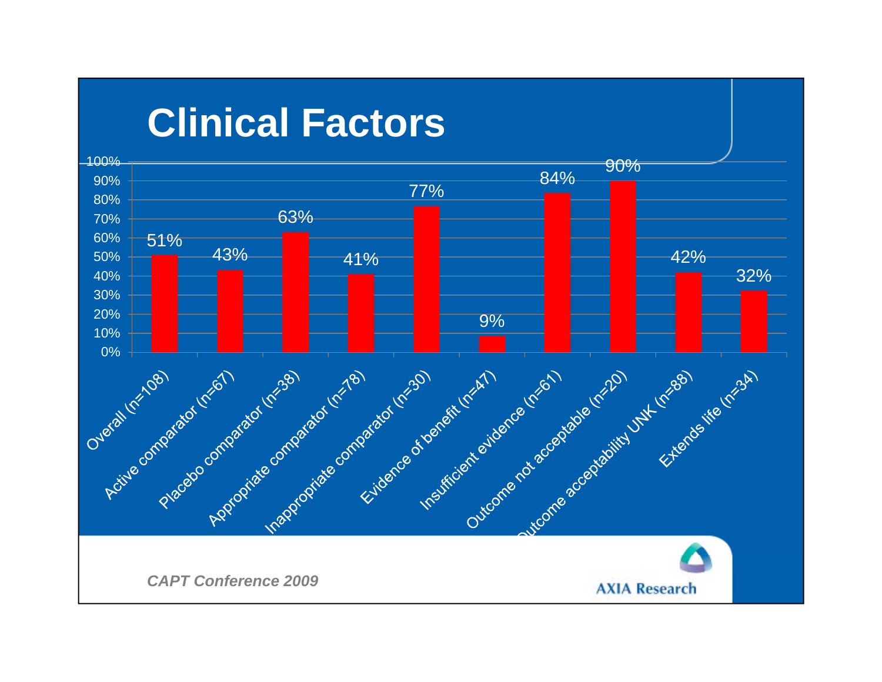# Clinical Factors

| Category | Percentage |
|---|---|
| Overall (n=108) | 51% |
| Active comparator (n=67) | 43% |
| Placebo comparator (n=38) | 63% |
| Appropriate comparator (n=78) | 41% |
| Inappropriate comparator (n=30) | 77% |
| Evidence of benefit (n=47) | 9% |
| Insufficient evidence (n=61) | 84% |
| Outcome not acceptable (n=20) | 90% |
| Outcome acceptability UNK (n=88) | 42% |
| Extends life (n=34) | 32% |

*CAPT Conference 2009*

AXIA Research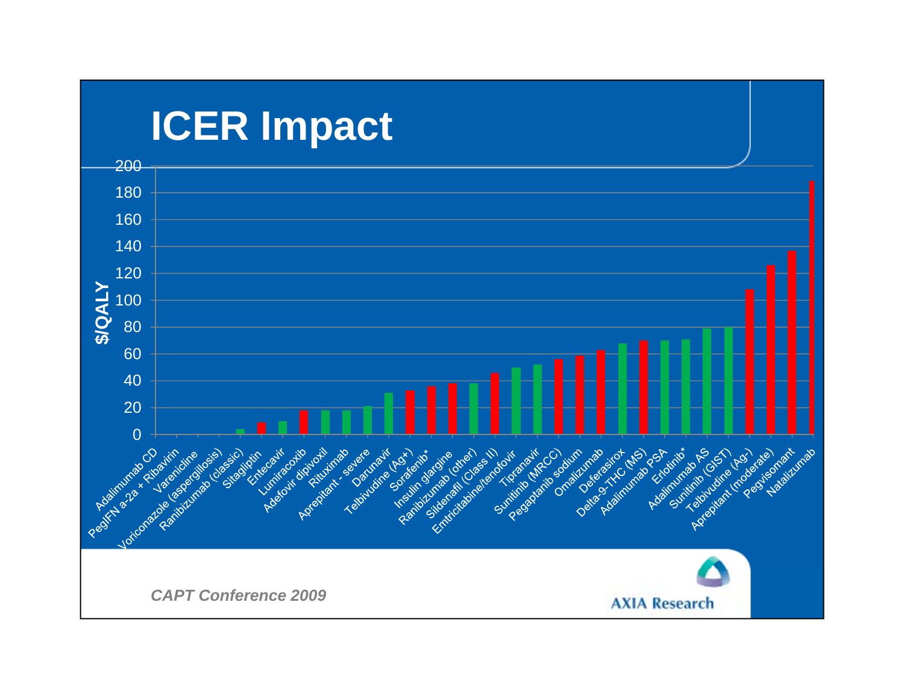# ICER Impact

| Drug | \$/QALY | Bar color |
|---|---|---|
| Adalimumab CD | 0 | |
| PegIFN a-2a + Ribavirin | 0 | |
| Varenicline | 0 | |
| Voriconazole (aspergillosis) | 0 | |
| Ranibizumab (classic) | 4 | Green |
| Sitagliptin | 9 | Red |
| Entecavir | 10 | Green |
| Lumiracoxib | 18 | Red |
| Adefovir dipivoxil | 18 | Green |
| Rituximab | 18 | Green |
| Aprepitant - severe | 21 | Green |
| Darunavir | 31 | Green |
| Telbivudine (Ag+) | 33 | Red |
| Sorafenib* | 36 | Red |
| Insulin glargine | 39 | Red |
| Ranibizumab (other) | 38 | Green |
| Sildenafil (Class II) | 46 | Red |
| Emtricitabine/tenofovir | 50 | Green |
| Tipranavir | 52 | Green |
| Sunitinib (MRCC) | 57 | Red |
| Pegaptanib sodium | 59 | Red |
| Omalizumab | 63 | Red |
| Deferasirox | 68 | Green |
| Delta-9-THC (MS) | 70 | Red |
| Adalimumab PSA | 70 | Green |
| Erlotinib* | 71 | Green |
| Adalimumab AS | 79 | Green |
| Sunitinib (GIST) | 80 | Green |
| Telbivudine (Ag-) | 109 | Red |
| Aprepitant (moderate) | 127 | Red |
| Pegvisomant | 137 | Red |
| Natalizumab | 190 | Red |

*CAPT Conference 2009*

AXIA Research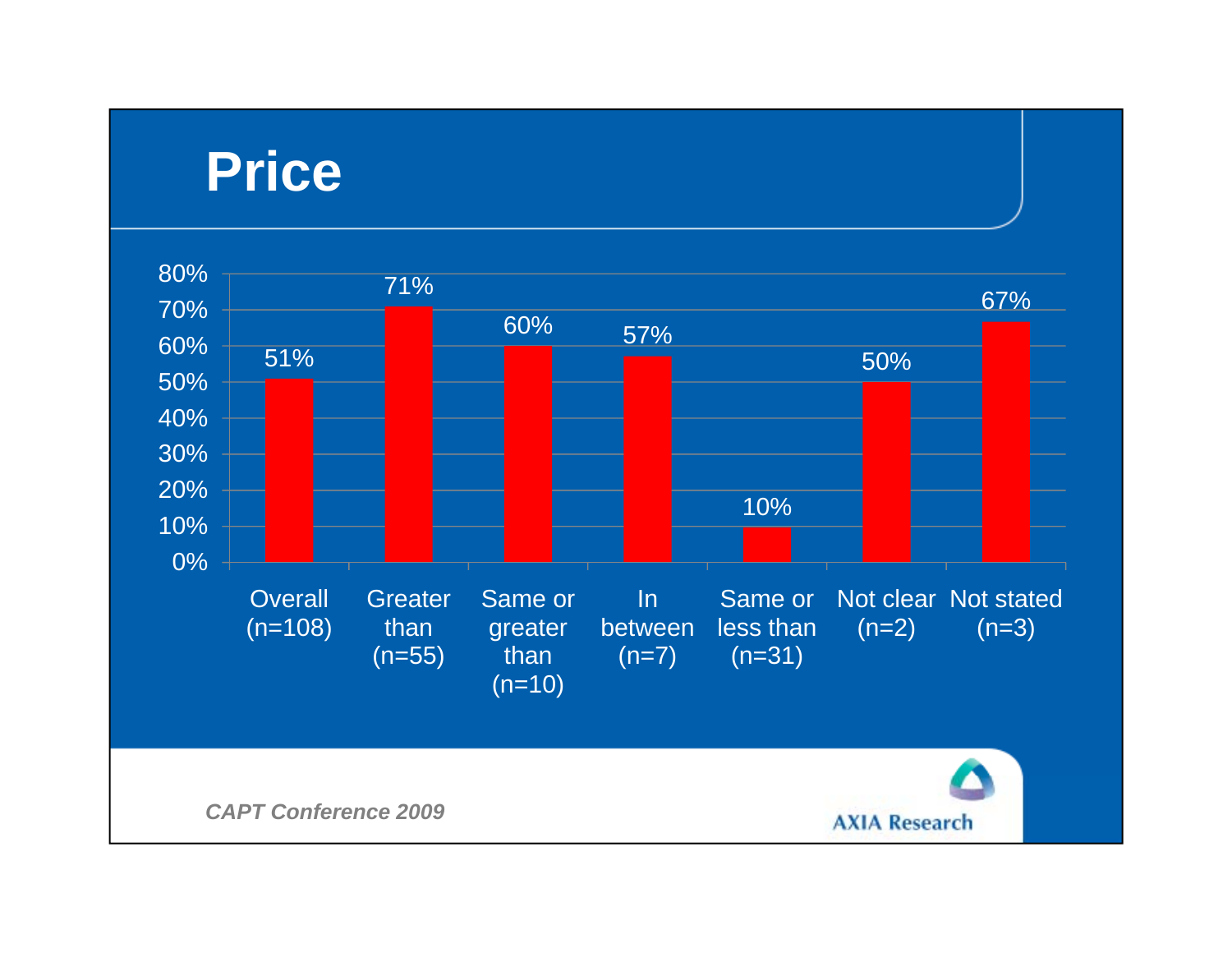# Price

| Category | Percentage |
|---|---|
| Overall (n=108) | 51% |
| Greater than (n=55) | 71% |
| Same or greater than (n=10) | 60% |
| In between (n=7) | 57% |
| Same or less than (n=31) | 10% |
| Not clear (n=2) | 50% |
| Not stated (n=3) | 67% |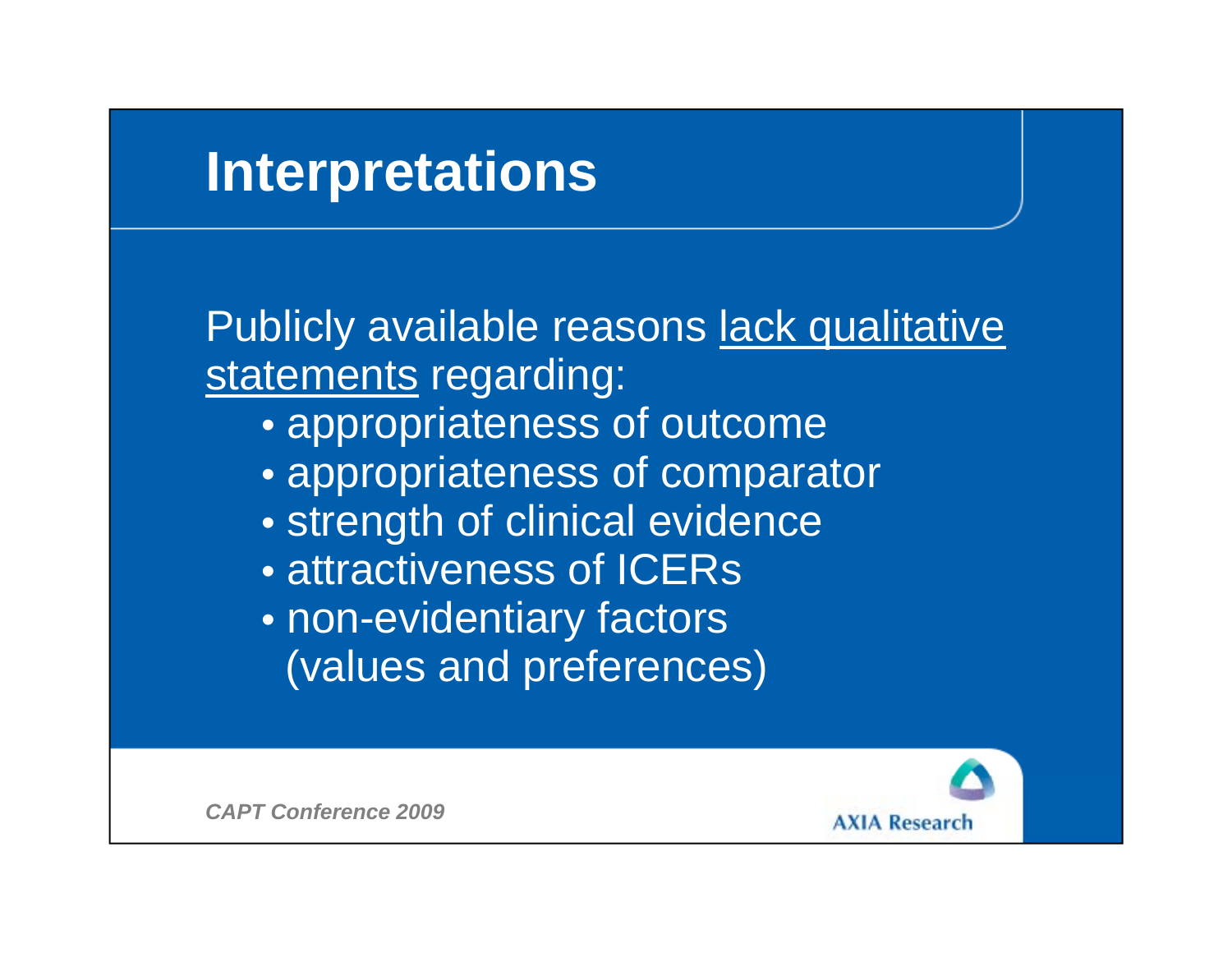# Interpretations

Publicly available reasons <u>lack qualitative statements</u> regarding:

- appropriateness of outcome
- appropriateness of comparator
- strength of clinical evidence
- attractiveness of ICERs
- non-evidentiary factors (values and preferences)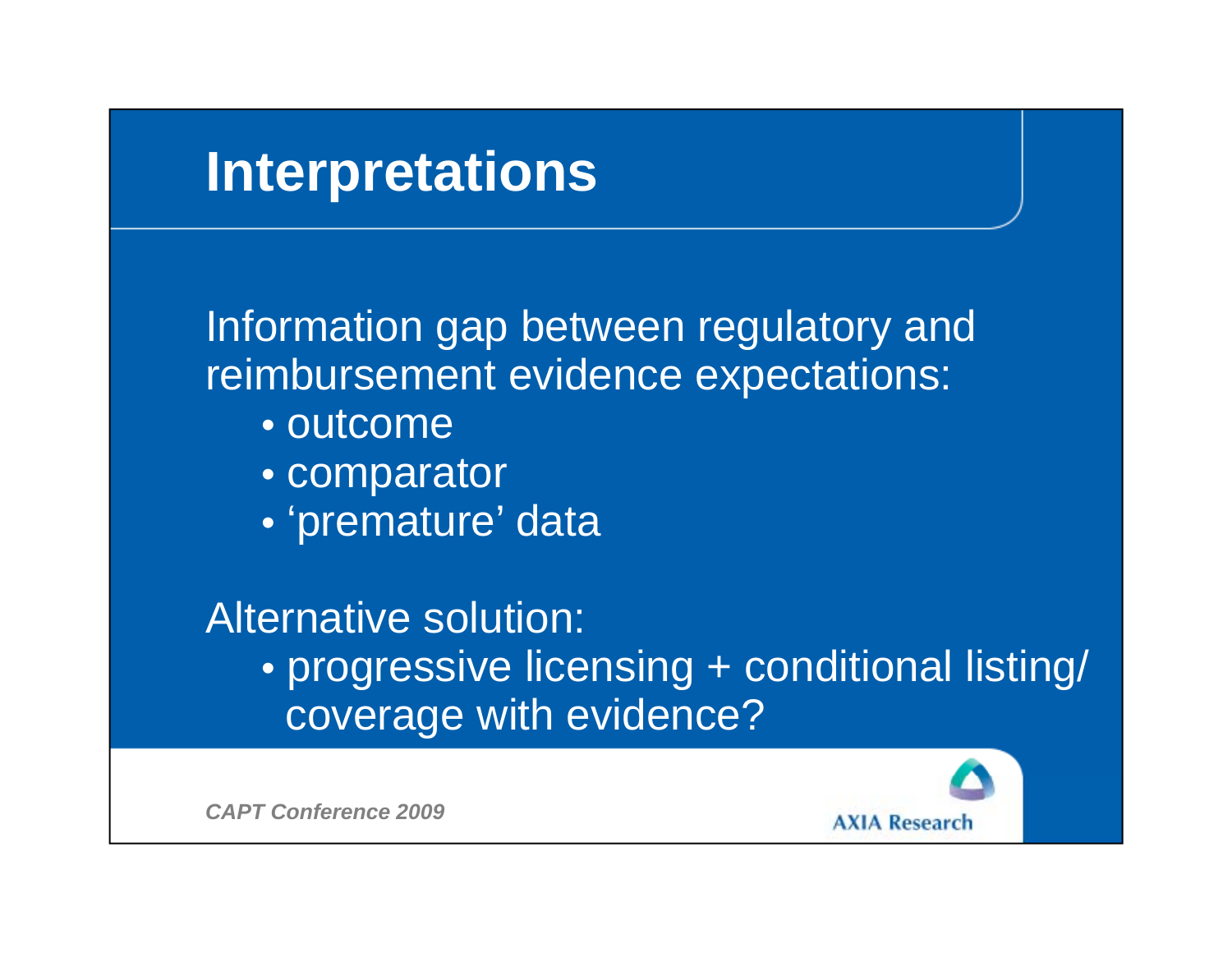# Interpretations

Information gap between regulatory and reimbursement evidence expectations:

- outcome
- comparator
- 'premature' data

Alternative solution:

- progressive licensing + conditional listing/ coverage with evidence?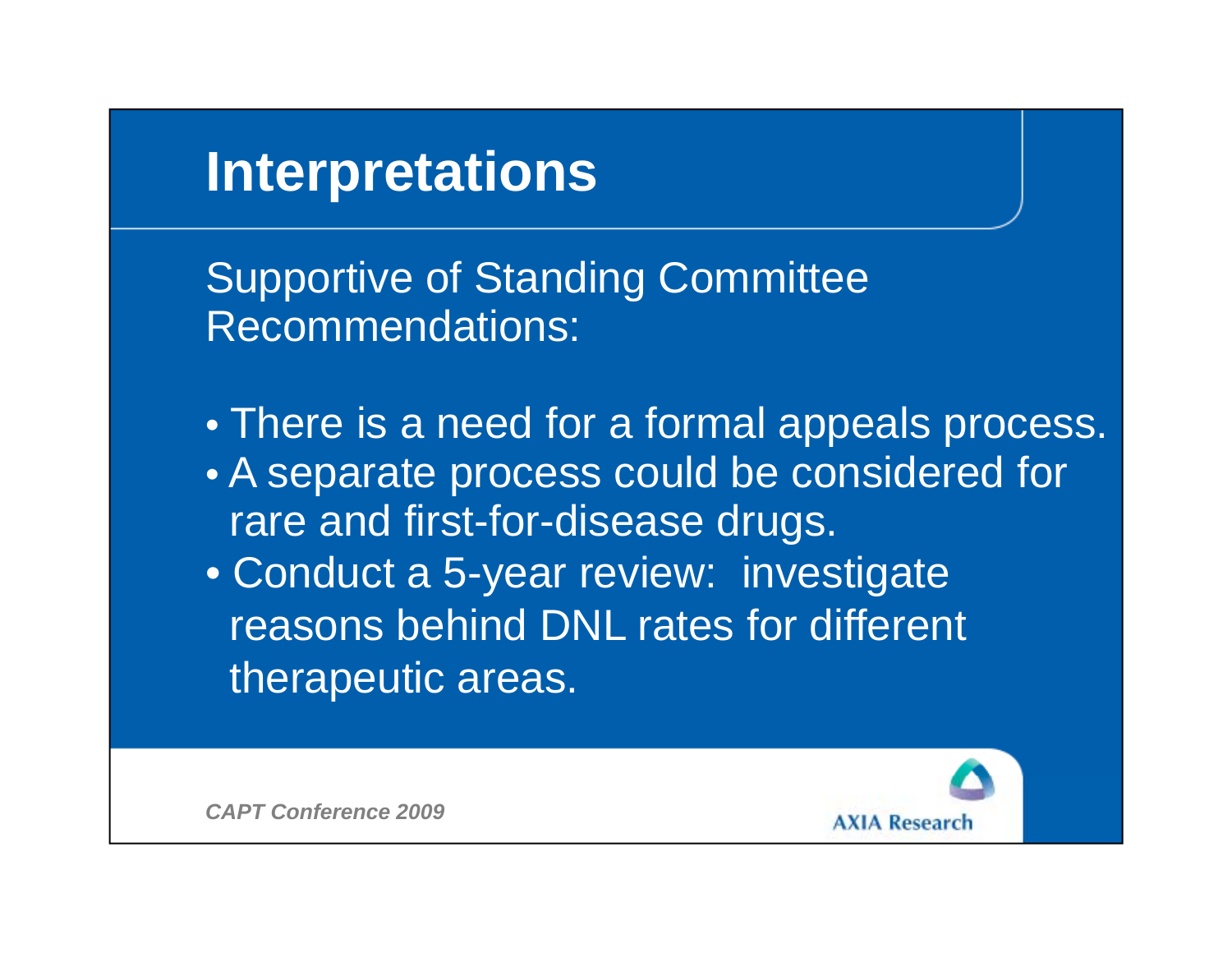# Interpretations

Supportive of Standing Committee Recommendations:

- There is a need for a formal appeals process.
- A separate process could be considered for rare and first-for-disease drugs.
- Conduct a 5-year review: investigate reasons behind DNL rates for different therapeutic areas.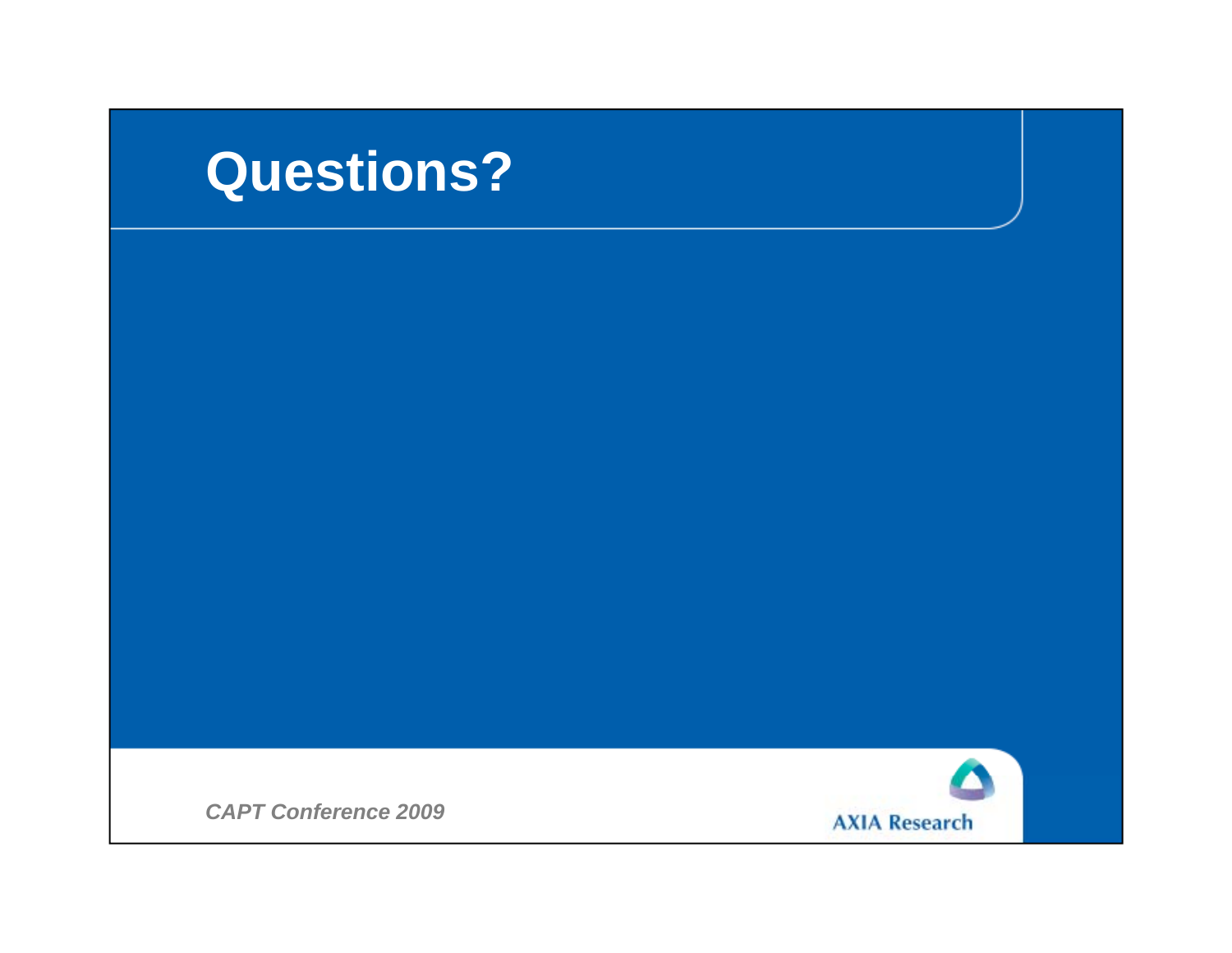# Questions?